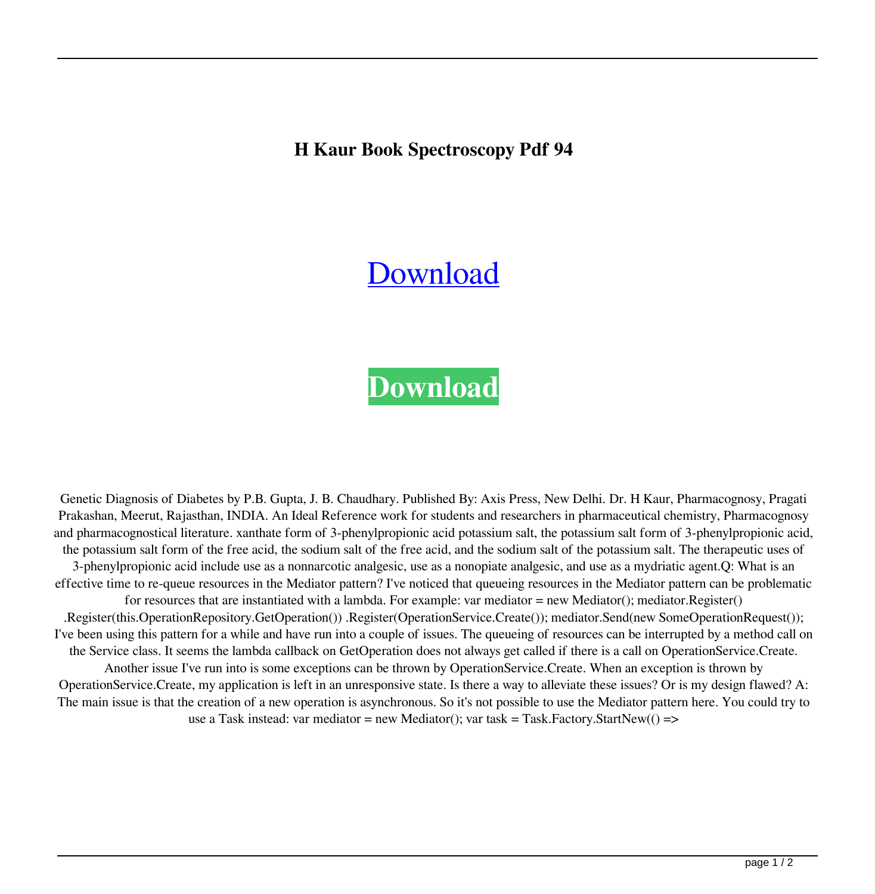**H Kaur Book Spectroscopy Pdf 94**

Download

**Download**

Genetic Diagnosis of Diabetes by P.B. Gupta, J. B. Chaudhary. Published By: Axis Press, New Delhi. Dr. H Kaur, Pharmacognosy, Pragati Prakashan, Meerut, Rajasthan, INDIA. An Ideal Reference work for students and researchers in pharmaceutical chemistry, Pharmacognosy and pharmacognostical literature. xanthate form of 3-phenylpropionic acid potassium salt, the potassium salt form of 3-phenylpropionic acid, the potassium salt form of the free acid, the sodium salt of the free acid, and the sodium salt of the potassium salt. The therapeutic uses of 3-phenylpropionic acid include use as a nonnarcotic analgesic, use as a nonopiate analgesic, and use as a mydriatic agent.Q: What is an effective time to re-queue resources in the Mediator pattern? I've noticed that queueing resources in the Mediator pattern can be problematic for resources that are instantiated with a lambda. For example: var mediator = new Mediator(); mediator.Register() .Register(this.OperationRepository.GetOperation()) .Register(OperationService.Create()); mediator.Send(new SomeOperationRequest()); I've been using this pattern for a while and have run into a couple of issues. The queueing of resources can be interrupted by a method call on the Service class. It seems the lambda callback on GetOperation does not always get called if there is a call on OperationService.Create. Another issue I've run into is some exceptions can be thrown by OperationService.Create. When an exception is thrown by OperationService.Create, my application is left in an unresponsive state. Is there a way to alleviate these issues? Or is my design flawed? A: The main issue is that the creation of a new operation is asynchronous. So it's not possible to use the Mediator pattern here. You could try to use a Task instead: var mediator = new Mediator(); var task = Task.Factory.StartNew(() =>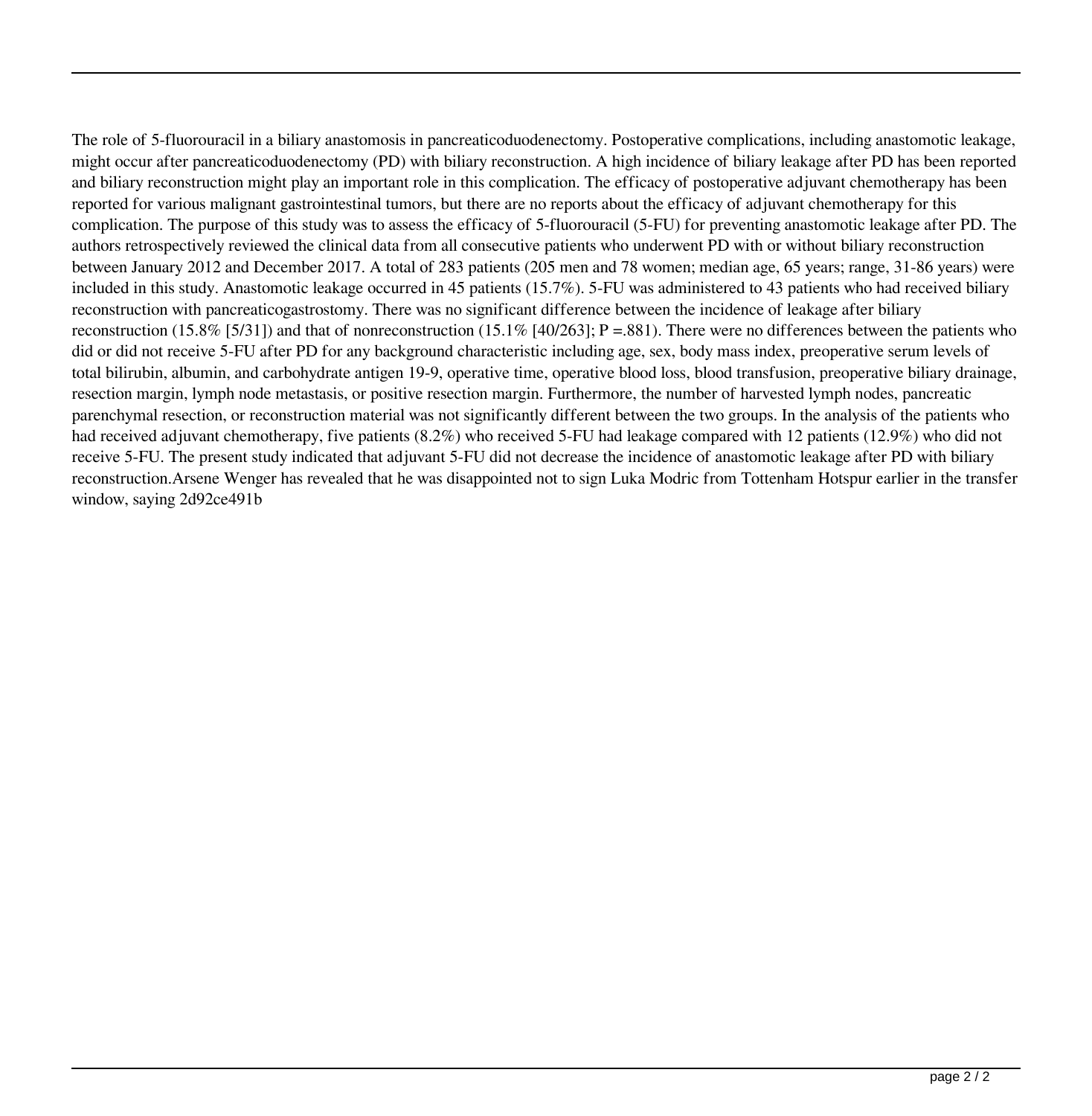The role of 5-fluorouracil in a biliary anastomosis in pancreaticoduodenectomy. Postoperative complications, including anastomotic leakage, might occur after pancreaticoduodenectomy (PD) with biliary reconstruction. A high incidence of biliary leakage after PD has been reported and biliary reconstruction might play an important role in this complication. The efficacy of postoperative adjuvant chemotherapy has been reported for various malignant gastrointestinal tumors, but there are no reports about the efficacy of adjuvant chemotherapy for this complication. The purpose of this study was to assess the efficacy of 5-fluorouracil (5-FU) for preventing anastomotic leakage after PD. The authors retrospectively reviewed the clinical data from all consecutive patients who underwent PD with or without biliary reconstruction between January 2012 and December 2017. A total of 283 patients (205 men and 78 women; median age, 65 years; range, 31-86 years) were included in this study. Anastomotic leakage occurred in 45 patients (15.7%). 5-FU was administered to 43 patients who had received biliary reconstruction with pancreaticogastrostomy. There was no significant difference between the incidence of leakage after biliary reconstruction (15.8% [5/31]) and that of nonreconstruction (15.1% [40/263]; P =.881). There were no differences between the patients who did or did not receive 5-FU after PD for any background characteristic including age, sex, body mass index, preoperative serum levels of total bilirubin, albumin, and carbohydrate antigen 19-9, operative time, operative blood loss, blood transfusion, preoperative biliary drainage, resection margin, lymph node metastasis, or positive resection margin. Furthermore, the number of harvested lymph nodes, pancreatic parenchymal resection, or reconstruction material was not significantly different between the two groups. In the analysis of the patients who had received adjuvant chemotherapy, five patients (8.2%) who received 5-FU had leakage compared with 12 patients (12.9%) who did not receive 5-FU. The present study indicated that adjuvant 5-FU did not decrease the incidence of anastomotic leakage after PD with biliary reconstruction.Arsene Wenger has revealed that he was disappointed not to sign Luka Modric from Tottenham Hotspur earlier in the transfer window, saying 2d92ce491b